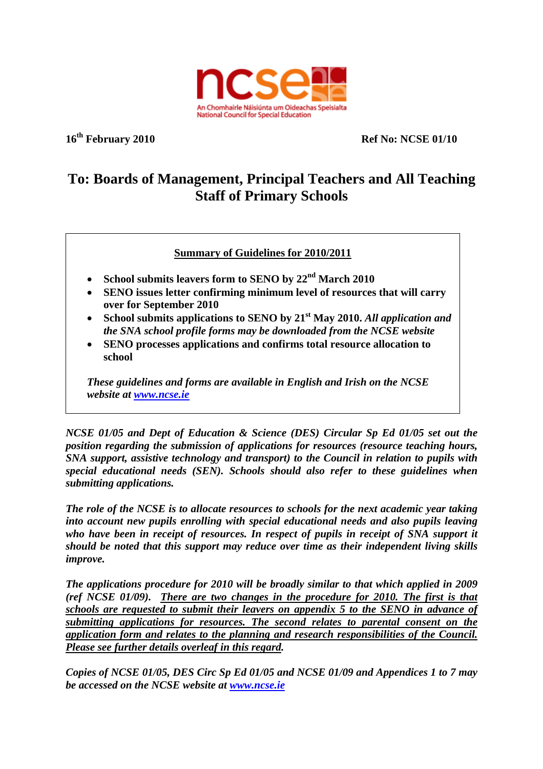ncse

An Chomhairle Náisiúnta um Oideachas Speisialta
National Council for Special Education

**16th February 2010** **Ref No: NCSE 01/10**

## To: Boards of Management, Principal Teachers and All Teaching Staff of Primary Schools

**Summary of Guidelines for 2010/2011**

- **School submits leavers form to SENO by 22nd March 2010**
- **SENO issues letter confirming minimum level of resources that will carry over for September 2010**
- **School submits applications to SENO by 21st May 2010.** ***All application and the SNA school profile forms may be downloaded from the NCSE website***
- **SENO processes applications and confirms total resource allocation to school**

***These guidelines and forms are available in English and Irish on the NCSE website at [www.ncse.ie](www.ncse.ie)***

***NCSE 01/05 and Dept of Education & Science (DES) Circular Sp Ed 01/05 set out the position regarding the submission of applications for resources (resource teaching hours, SNA support, assistive technology and transport) to the Council in relation to pupils with special educational needs (SEN). Schools should also refer to these guidelines when submitting applications.***

***The role of the NCSE is to allocate resources to schools for the next academic year taking into account new pupils enrolling with special educational needs and also pupils leaving who have been in receipt of resources. In respect of pupils in receipt of SNA support it should be noted that this support may reduce over time as their independent living skills improve.***

***The applications procedure for 2010 will be broadly similar to that which applied in 2009 (ref NCSE 01/09). <u>There are two changes in the procedure for 2010. The first is that schools are requested to submit their leavers on appendix 5 to the SENO in advance of submitting applications for resources. The second relates to parental consent on the application form and relates to the planning and research responsibilities of the Council. Please see further details overleaf in this regard</u>.***

***Copies of NCSE 01/05, DES Circ Sp Ed 01/05 and NCSE 01/09 and Appendices 1 to 7 may be accessed on the NCSE website at [www.ncse.ie](www.ncse.ie)***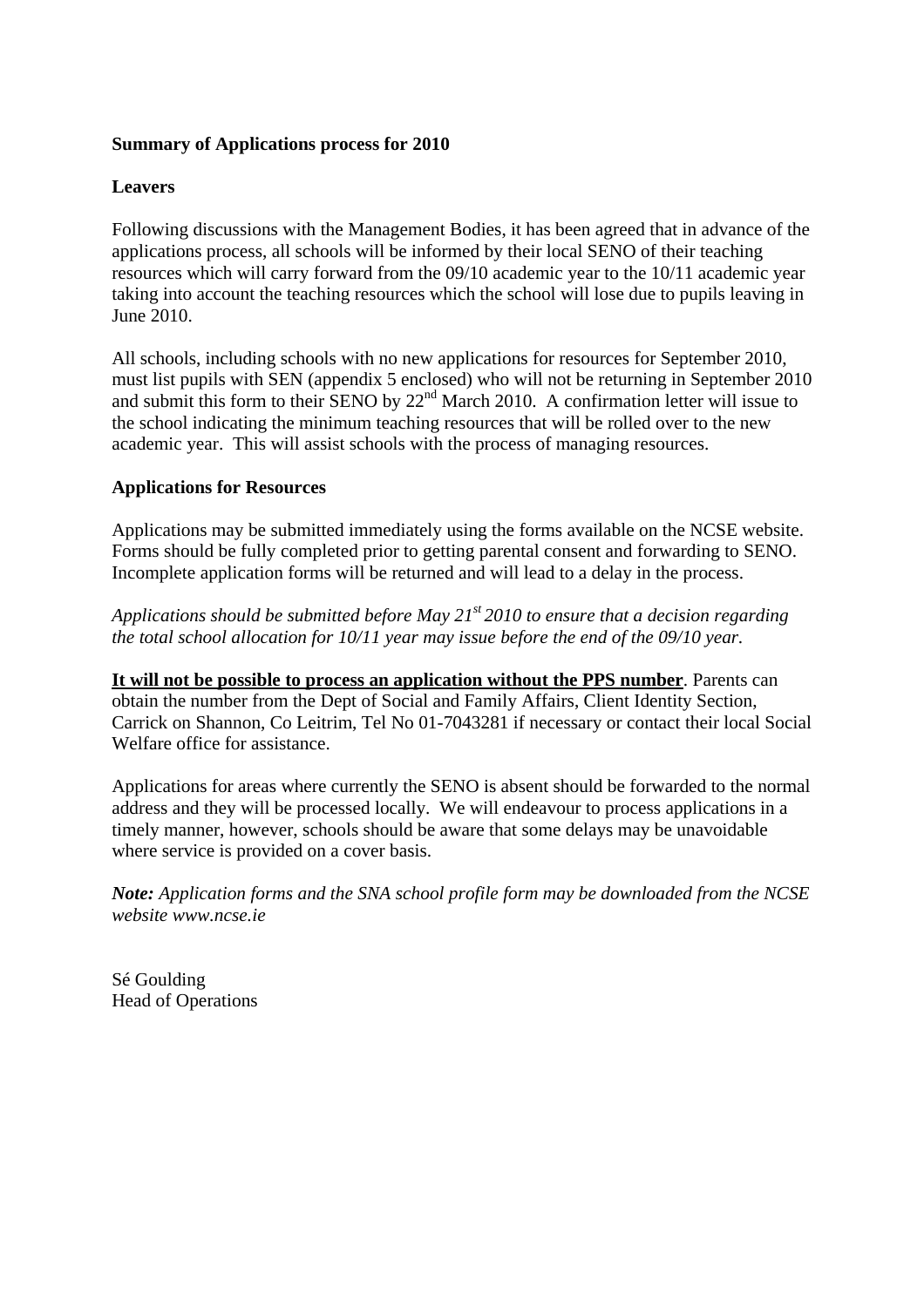**Summary of Applications process for 2010**

**Leavers**

Following discussions with the Management Bodies, it has been agreed that in advance of the applications process, all schools will be informed by their local SENO of their teaching resources which will carry forward from the 09/10 academic year to the 10/11 academic year taking into account the teaching resources which the school will lose due to pupils leaving in June 2010.

All schools, including schools with no new applications for resources for September 2010, must list pupils with SEN (appendix 5 enclosed) who will not be returning in September 2010 and submit this form to their SENO by 22nd March 2010. A confirmation letter will issue to the school indicating the minimum teaching resources that will be rolled over to the new academic year. This will assist schools with the process of managing resources.

**Applications for Resources**

Applications may be submitted immediately using the forms available on the NCSE website. Forms should be fully completed prior to getting parental consent and forwarding to SENO. Incomplete application forms will be returned and will lead to a delay in the process.

*Applications should be submitted before May 21st 2010 to ensure that a decision regarding the total school allocation for 10/11 year may issue before the end of the 09/10 year.*

**<u>It will not be possible to process an application without the PPS number</u>**. Parents can obtain the number from the Dept of Social and Family Affairs, Client Identity Section, Carrick on Shannon, Co Leitrim, Tel No 01-7043281 if necessary or contact their local Social Welfare office for assistance.

Applications for areas where currently the SENO is absent should be forwarded to the normal address and they will be processed locally. We will endeavour to process applications in a timely manner, however, schools should be aware that some delays may be unavoidable where service is provided on a cover basis.

***Note:*** *Application forms and the SNA school profile form may be downloaded from the NCSE website www.ncse.ie*

Sé Goulding
Head of Operations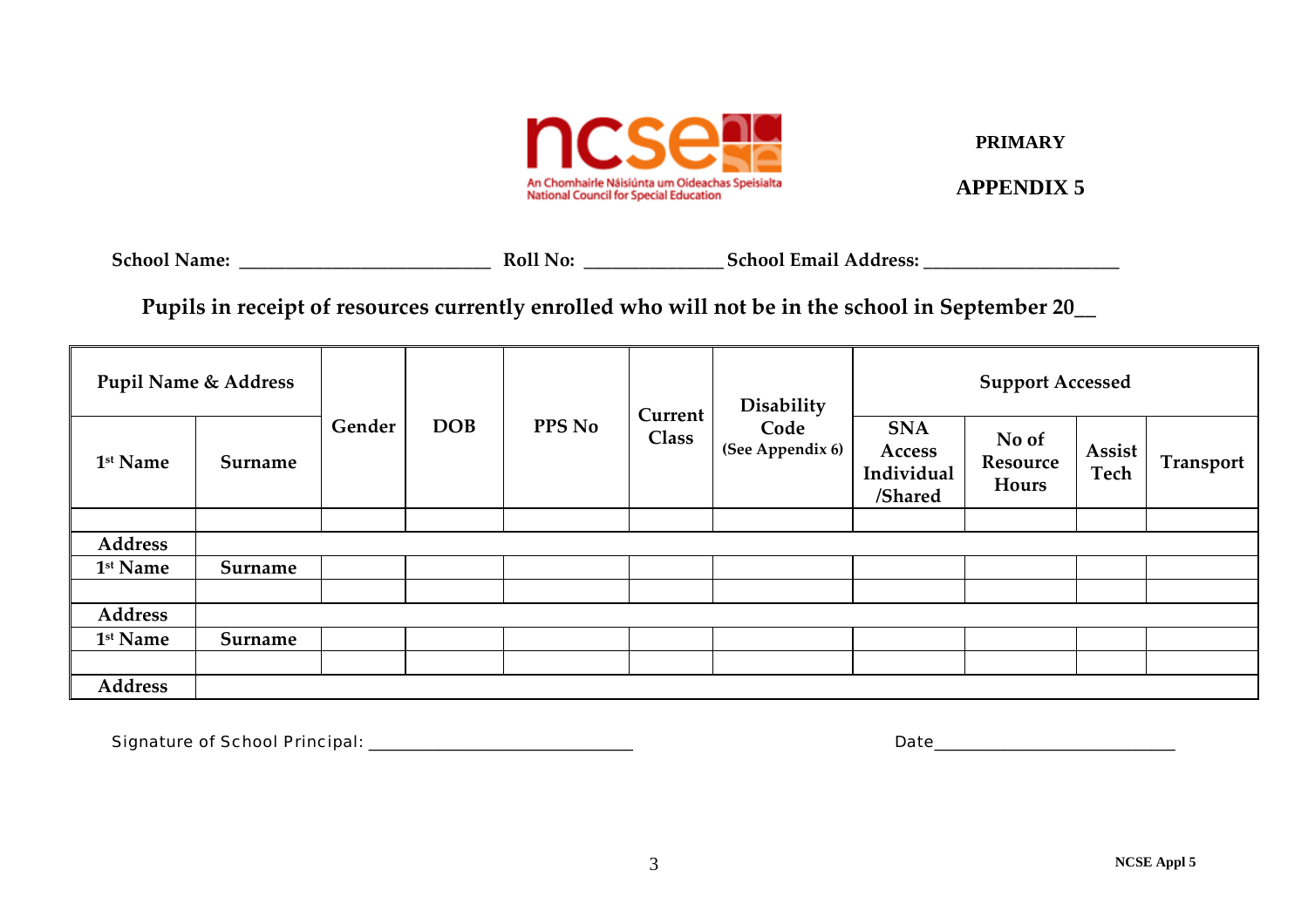ncse

An Chomhairle Náisiúnta um Oideachas Speisialta
National Council for Special Education

**PRIMARY**

**APPENDIX 5**

**School Name:** ___________________________ **Roll No:** _______________ **School Email Address:** _____________________

## Pupils in receipt of resources currently enrolled who will not be in the school in September 20__

| Pupil Name & Address | | Gender | DOB | PPS No | Current Class | Disability Code (See Appendix 6) | Support Accessed | | | |
|---|---|---|---|---|---|---|---|---|---|---|
| 1st Name | Surname | | | | | | SNA Access Individual /Shared | No of Resource Hours | Assist Tech | Transport |
| | | | | | | | | | | |
| Address | | | | | | | | | | |
| 1st Name | Surname | | | | | | | | | |
| | | | | | | | | | | |
| Address | | | | | | | | | | |
| 1st Name | Surname | | | | | | | | | |
| | | | | | | | | | | |
| Address | | | | | | | | | | |

Signature of School Principal: ______________________________ Date____________________________